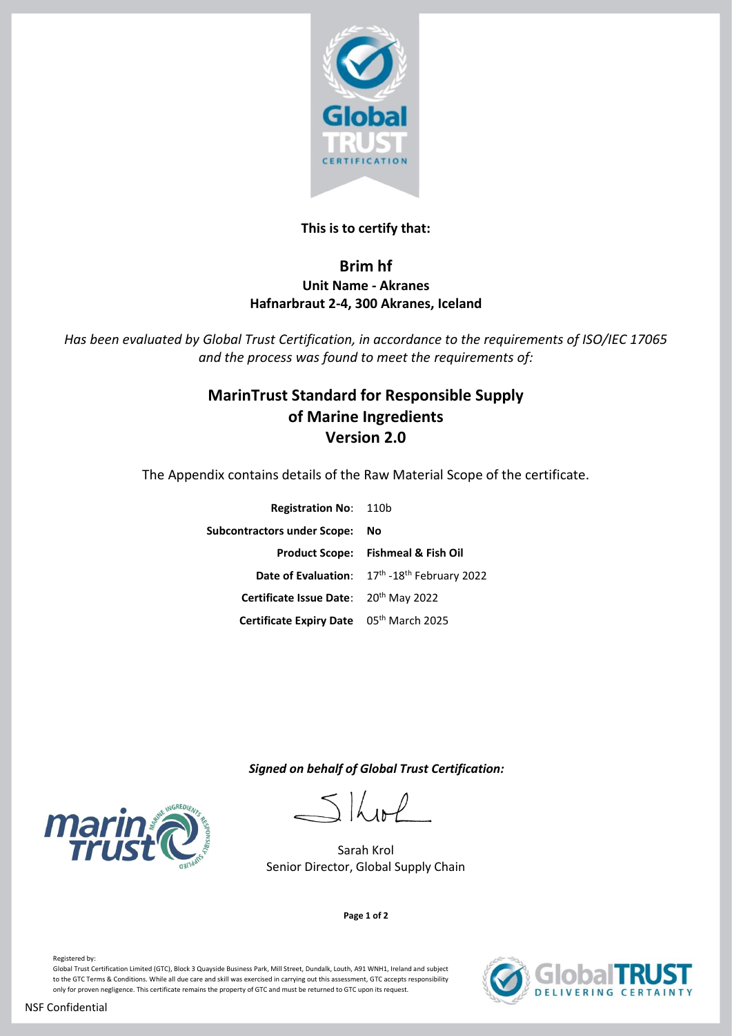**This is to certify that:**

## Brim hf

**Unit Name - Akranes**

**Hafnarbraut 2-4, 300 Akranes, Iceland**

*Has been evaluated by Global Trust Certification, in accordance to the requirements of ISO/IEC 17065 and the process was found to meet the requirements of:*

## MarinTrust Standard for Responsible Supply of Marine Ingredients Version 2.0

The Appendix contains details of the Raw Material Scope of the certificate.

| | |
|---|---|
| **Registration No**: | 110b |
| **Subcontractors under Scope:** | **No** |
| **Product Scope:** | **Fishmeal & Fish Oil** |
| **Date of Evaluation**: | 17th -18th February 2022 |
| **Certificate Issue Date**: | 20th May 2022 |
| **Certificate Expiry Date** | 05th March 2025 |

***Signed on behalf of Global Trust Certification:***

Sarah Krol
Senior Director, Global Supply Chain

Registered by:
Global Trust Certification Limited (GTC), Block 3 Quayside Business Park, Mill Street, Dundalk, Louth, A91 WNH1, Ireland and subject to the GTC Terms & Conditions. While all due care and skill was exercised in carrying out this assessment, GTC accepts responsibility only for proven negligence. This certificate remains the property of GTC and must be returned to GTC upon its request.

NSF Confidential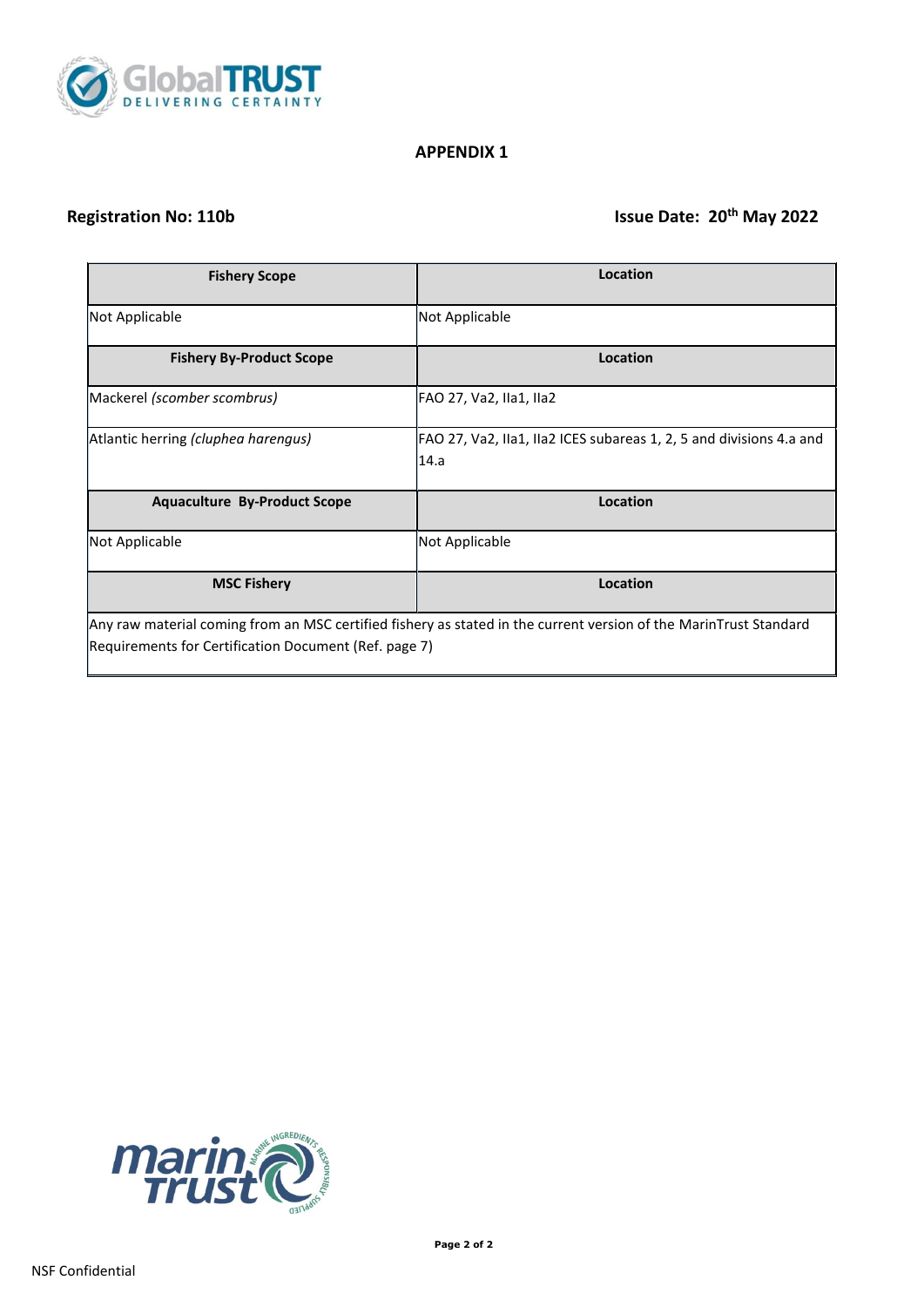## APPENDIX 1

**Registration No: 110b** **Issue Date: 20th May 2022**

| Fishery Scope | Location |
|---|---|
| Not Applicable | Not Applicable |
| **Fishery By-Product Scope** | **Location** |
| Mackerel *(scomber scombrus)* | FAO 27, Va2, IIa1, IIa2 |
| Atlantic herring *(cluphea harengus)* | FAO 27, Va2, IIa1, IIa2 ICES subareas 1, 2, 5 and divisions 4.a and 14.a |
| **Aquaculture By-Product Scope** | **Location** |
| Not Applicable | Not Applicable |
| **MSC Fishery** | **Location** |
| Any raw material coming from an MSC certified fishery as stated in the current version of the MarinTrust Standard Requirements for Certification Document (Ref. page 7) | |

NSF Confidential